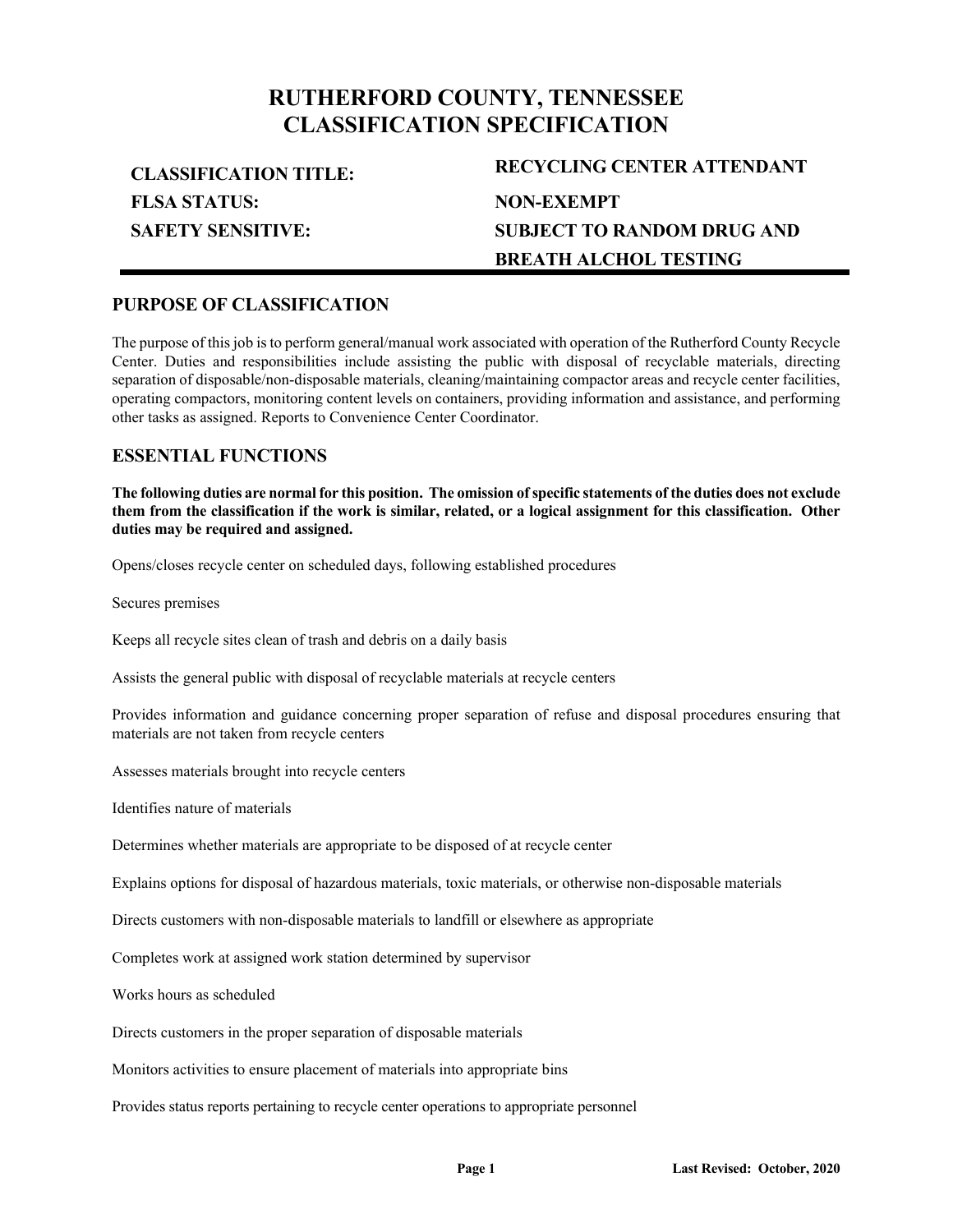# RUTHERFORD COUNTY, TENNESSEE
# CLASSIFICATION SPECIFICATION

| | |
|---|---|
| **CLASSIFICATION TITLE:** | **RECYCLING CENTER ATTENDANT** |
| **FLSA STATUS:** | **NON-EXEMPT** |
| **SAFETY SENSITIVE:** | **SUBJECT TO RANDOM DRUG AND BREATH ALCHOL TESTING** |

## PURPOSE OF CLASSIFICATION

The purpose of this job is to perform general/manual work associated with operation of the Rutherford County Recycle Center. Duties and responsibilities include assisting the public with disposal of recyclable materials, directing separation of disposable/non-disposable materials, cleaning/maintaining compactor areas and recycle center facilities, operating compactors, monitoring content levels on containers, providing information and assistance, and performing other tasks as assigned. Reports to Convenience Center Coordinator.

## ESSENTIAL FUNCTIONS

**The following duties are normal for this position. The omission of specific statements of the duties does not exclude them from the classification if the work is similar, related, or a logical assignment for this classification. Other duties may be required and assigned.**

Opens/closes recycle center on scheduled days, following established procedures

Secures premises

Keeps all recycle sites clean of trash and debris on a daily basis

Assists the general public with disposal of recyclable materials at recycle centers

Provides information and guidance concerning proper separation of refuse and disposal procedures ensuring that materials are not taken from recycle centers

Assesses materials brought into recycle centers

Identifies nature of materials

Determines whether materials are appropriate to be disposed of at recycle center

Explains options for disposal of hazardous materials, toxic materials, or otherwise non-disposable materials

Directs customers with non-disposable materials to landfill or elsewhere as appropriate

Completes work at assigned work station determined by supervisor

Works hours as scheduled

Directs customers in the proper separation of disposable materials

Monitors activities to ensure placement of materials into appropriate bins

Provides status reports pertaining to recycle center operations to appropriate personnel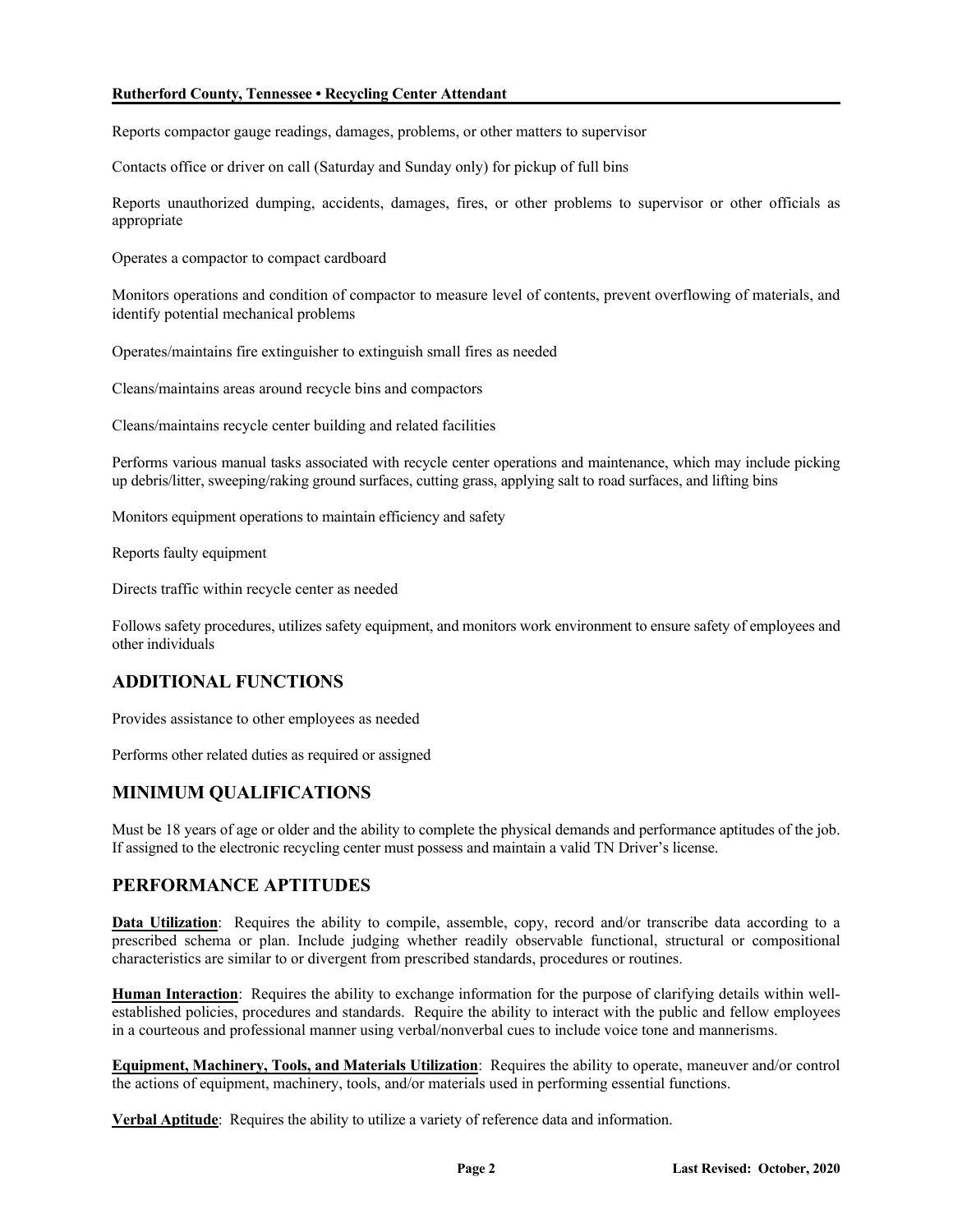Reports compactor gauge readings, damages, problems, or other matters to supervisor

Contacts office or driver on call (Saturday and Sunday only) for pickup of full bins

Reports unauthorized dumping, accidents, damages, fires, or other problems to supervisor or other officials as appropriate

Operates a compactor to compact cardboard

Monitors operations and condition of compactor to measure level of contents, prevent overflowing of materials, and identify potential mechanical problems

Operates/maintains fire extinguisher to extinguish small fires as needed

Cleans/maintains areas around recycle bins and compactors

Cleans/maintains recycle center building and related facilities

Performs various manual tasks associated with recycle center operations and maintenance, which may include picking up debris/litter, sweeping/raking ground surfaces, cutting grass, applying salt to road surfaces, and lifting bins

Monitors equipment operations to maintain efficiency and safety

Reports faulty equipment

Directs traffic within recycle center as needed

Follows safety procedures, utilizes safety equipment, and monitors work environment to ensure safety of employees and other individuals

## ADDITIONAL FUNCTIONS

Provides assistance to other employees as needed

Performs other related duties as required or assigned

## MINIMUM QUALIFICATIONS

Must be 18 years of age or older and the ability to complete the physical demands and performance aptitudes of the job. If assigned to the electronic recycling center must possess and maintain a valid TN Driver's license.

## PERFORMANCE APTITUDES

**Data Utilization**: Requires the ability to compile, assemble, copy, record and/or transcribe data according to a prescribed schema or plan. Include judging whether readily observable functional, structural or compositional characteristics are similar to or divergent from prescribed standards, procedures or routines.

**Human Interaction**: Requires the ability to exchange information for the purpose of clarifying details within well-established policies, procedures and standards. Require the ability to interact with the public and fellow employees in a courteous and professional manner using verbal/nonverbal cues to include voice tone and mannerisms.

**Equipment, Machinery, Tools, and Materials Utilization**: Requires the ability to operate, maneuver and/or control the actions of equipment, machinery, tools, and/or materials used in performing essential functions.

**Verbal Aptitude**: Requires the ability to utilize a variety of reference data and information.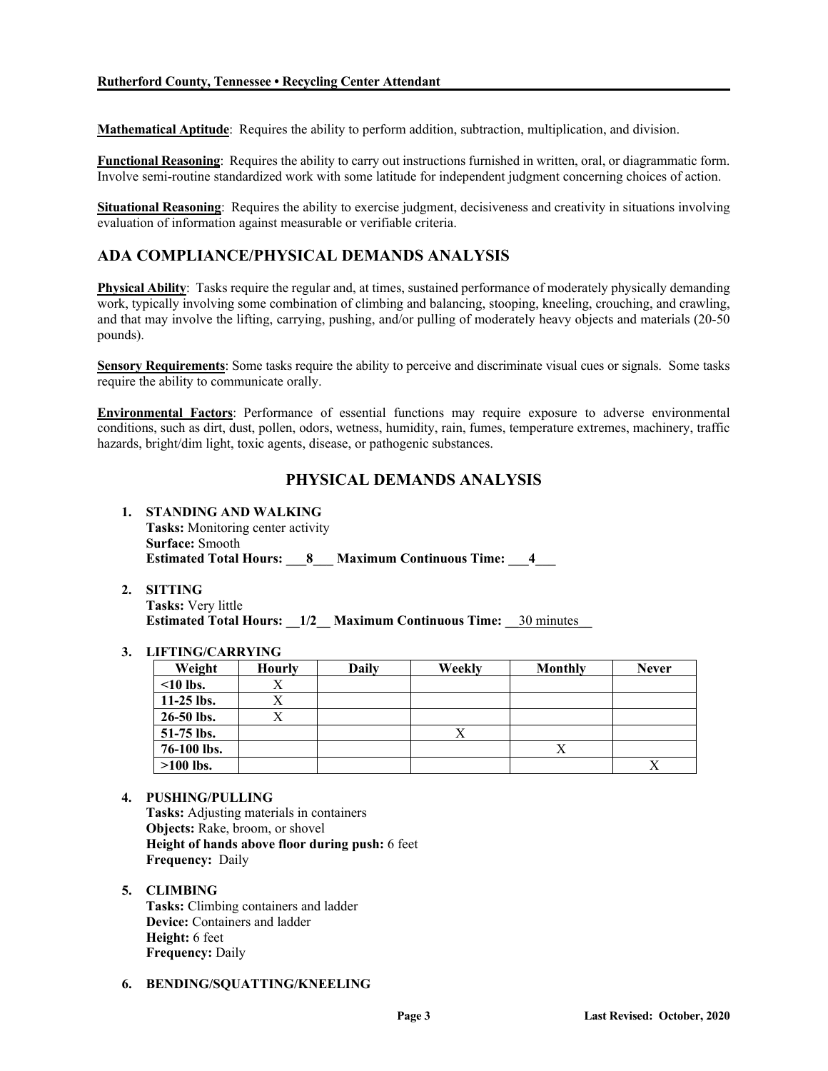**Mathematical Aptitude**: Requires the ability to perform addition, subtraction, multiplication, and division.

**Functional Reasoning**: Requires the ability to carry out instructions furnished in written, oral, or diagrammatic form. Involve semi-routine standardized work with some latitude for independent judgment concerning choices of action.

**Situational Reasoning**: Requires the ability to exercise judgment, decisiveness and creativity in situations involving evaluation of information against measurable or verifiable criteria.

## ADA COMPLIANCE/PHYSICAL DEMANDS ANALYSIS

**Physical Ability**: Tasks require the regular and, at times, sustained performance of moderately physically demanding work, typically involving some combination of climbing and balancing, stooping, kneeling, crouching, and crawling, and that may involve the lifting, carrying, pushing, and/or pulling of moderately heavy objects and materials (20-50 pounds).

**Sensory Requirements**: Some tasks require the ability to perceive and discriminate visual cues or signals. Some tasks require the ability to communicate orally.

**Environmental Factors**: Performance of essential functions may require exposure to adverse environmental conditions, such as dirt, dust, pollen, odors, wetness, humidity, rain, fumes, temperature extremes, machinery, traffic hazards, bright/dim light, toxic agents, disease, or pathogenic substances.

## PHYSICAL DEMANDS ANALYSIS

1. **STANDING AND WALKING**
   **Tasks:** Monitoring center activity
   **Surface:** Smooth
   **Estimated Total Hours: 8 Maximum Continuous Time: 4**

2. **SITTING**
   **Tasks:** Very little
   **Estimated Total Hours: 1/2 Maximum Continuous Time:** 30 minutes

3. **LIFTING/CARRYING**

| Weight | Hourly | Daily | Weekly | Monthly | Never |
|---|---|---|---|---|---|
| **<10 lbs.** | X | | | | |
| **11-25 lbs.** | X | | | | |
| **26-50 lbs.** | X | | | | |
| **51-75 lbs.** | | | X | | |
| **76-100 lbs.** | | | | X | |
| **>100 lbs.** | | | | | X |

4. **PUSHING/PULLING**
   **Tasks:** Adjusting materials in containers
   **Objects:** Rake, broom, or shovel
   **Height of hands above floor during push:** 6 feet
   **Frequency:** Daily

5. **CLIMBING**
   **Tasks:** Climbing containers and ladder
   **Device:** Containers and ladder
   **Height:** 6 feet
   **Frequency:** Daily

6. **BENDING/SQUATTING/KNEELING**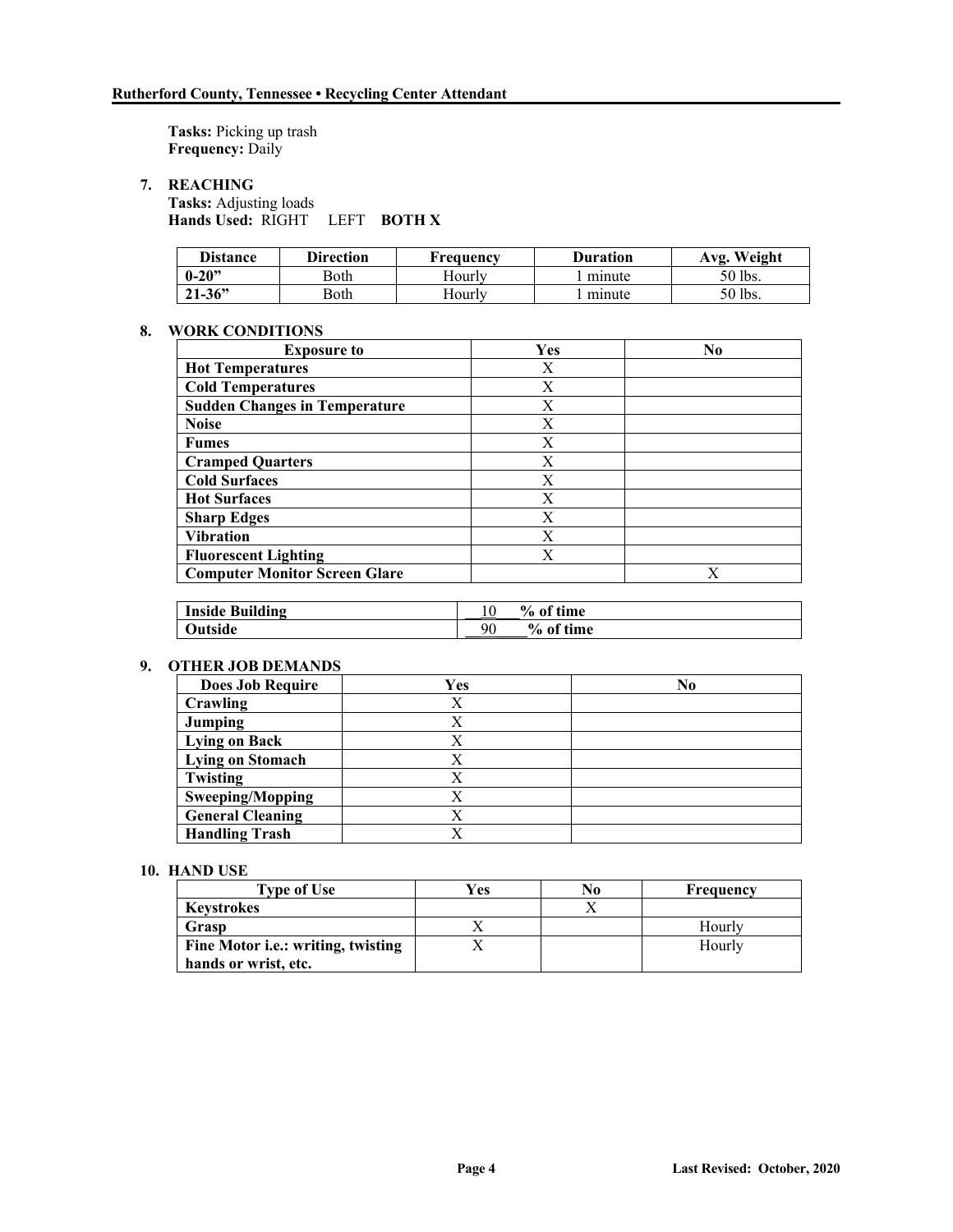**Tasks:** Picking up trash
**Frequency:** Daily

**7. REACHING**

**Tasks:** Adjusting loads
**Hands Used:** RIGHT LEFT **BOTH X**

| Distance | Direction | Frequency | Duration | Avg. Weight |
|---|---|---|---|---|
| **0-20"** | Both | Hourly | 1 minute | 50 lbs. |
| **21-36"** | Both | Hourly | 1 minute | 50 lbs. |

**8. WORK CONDITIONS**

| Exposure to | Yes | No |
|---|---|---|
| **Hot Temperatures** | X | |
| **Cold Temperatures** | X | |
| **Sudden Changes in Temperature** | X | |
| **Noise** | X | |
| **Fumes** | X | |
| **Cramped Quarters** | X | |
| **Cold Surfaces** | X | |
| **Hot Surfaces** | X | |
| **Sharp Edges** | X | |
| **Vibration** | X | |
| **Fluorescent Lighting** | X | |
| **Computer Monitor Screen Glare** | | X |

| | |
|---|---|
| **Inside Building** | 10 **% of time** |
| **Outside** | 90 **% of time** |

**9. OTHER JOB DEMANDS**

| Does Job Require | Yes | No |
|---|---|---|
| **Crawling** | X | |
| **Jumping** | X | |
| **Lying on Back** | X | |
| **Lying on Stomach** | X | |
| **Twisting** | X | |
| **Sweeping/Mopping** | X | |
| **General Cleaning** | X | |
| **Handling Trash** | X | |

**10. HAND USE**

| Type of Use | Yes | No | Frequency |
|---|---|---|---|
| **Keystrokes** | | X | |
| **Grasp** | X | | Hourly |
| **Fine Motor i.e.: writing, twisting hands or wrist, etc.** | X | | Hourly |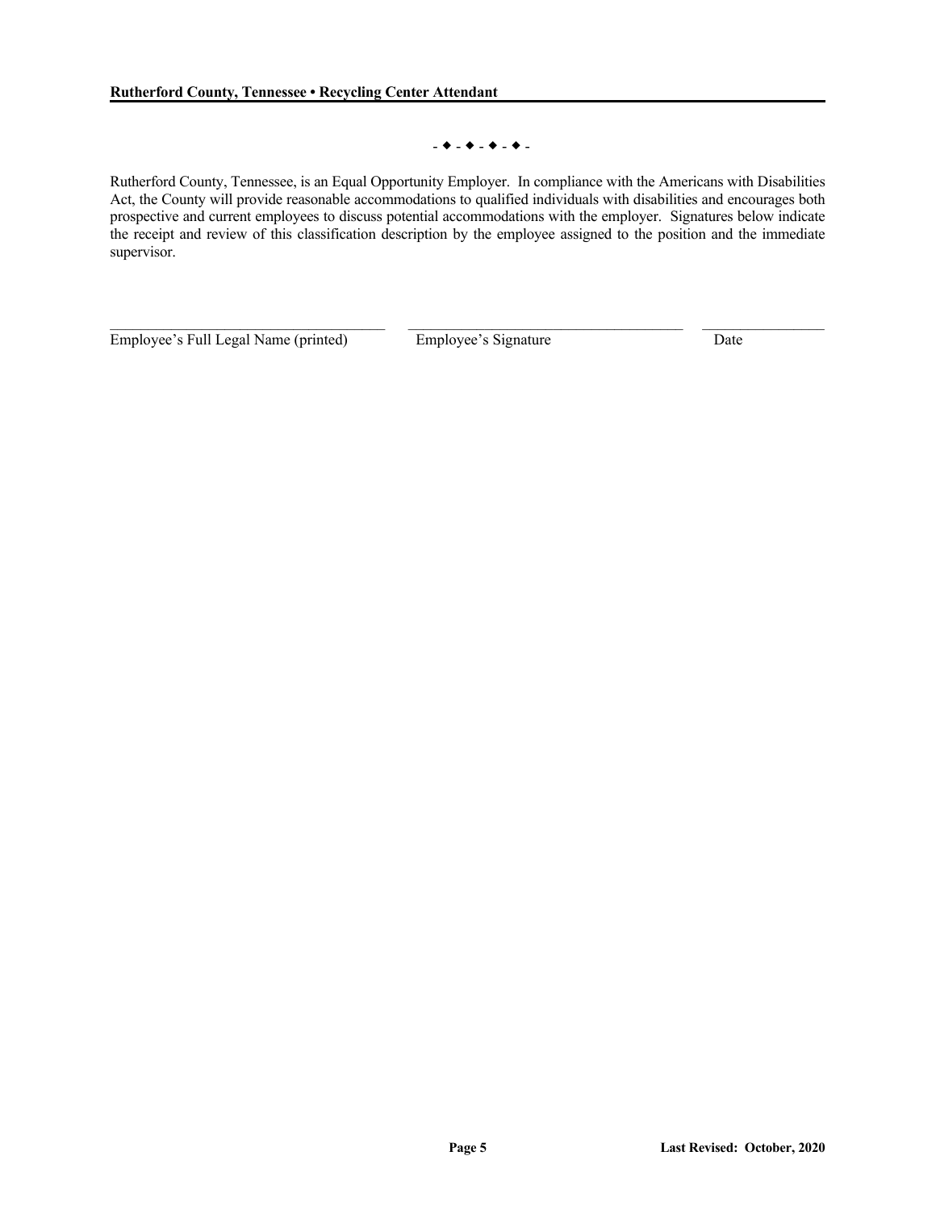- ◆ - ◆ - ◆ - ◆ -

Rutherford County, Tennessee, is an Equal Opportunity Employer. In compliance with the Americans with Disabilities Act, the County will provide reasonable accommodations to qualified individuals with disabilities and encourages both prospective and current employees to discuss potential accommodations with the employer. Signatures below indicate the receipt and review of this classification description by the employee assigned to the position and the immediate supervisor.

| | | |
|---|---|---|
| ______________________________ | ______________________________ | ______________ |
| Employee's Full Legal Name (printed) | Employee's Signature | Date |